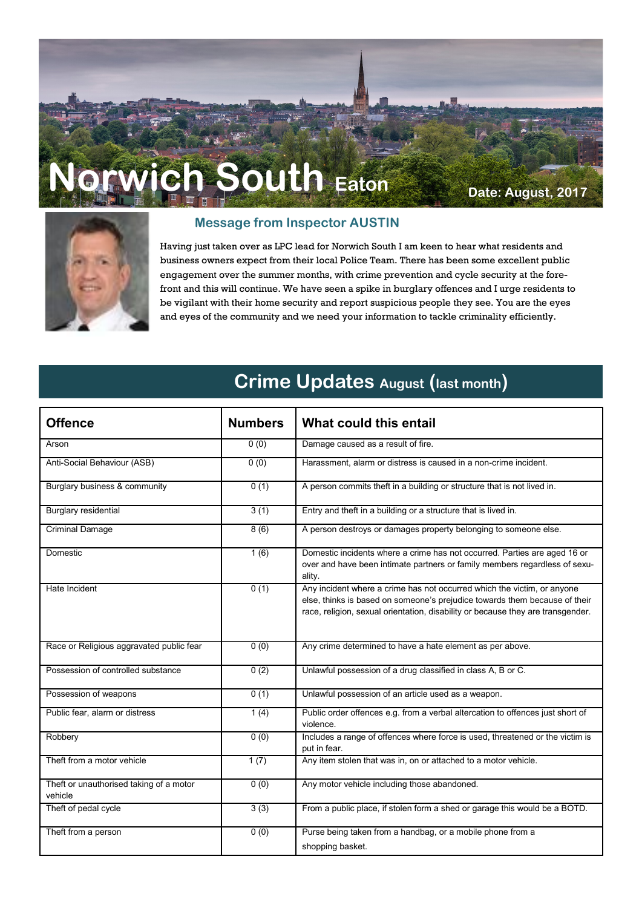# Norwich South Eaton

**Date: August, 2017**

## Message from Inspector AUSTIN

Having just taken over as LPC lead for Norwich South I am keen to hear what residents and business owners expect from their local Police Team. There has been some excellent public engagement over the summer months, with crime prevention and cycle security at the forefront and this will continue. We have seen a spike in burglary offences and I urge residents to be vigilant with their home security and report suspicious people they see. You are the eyes and eyes of the community and we need your information to tackle criminality efficiently.

## Crime Updates August (last month)

| Offence | Numbers | What could this entail |
|---|---|---|
| Arson | 0 (0) | Damage caused as a result of fire. |
| Anti-Social Behaviour (ASB) | 0 (0) | Harassment, alarm or distress is caused in a non-crime incident. |
| Burglary business & community | 0 (1) | A person commits theft in a building or structure that is not lived in. |
| Burglary residential | 3 (1) | Entry and theft in a building or a structure that is lived in. |
| Criminal Damage | 8 (6) | A person destroys or damages property belonging to someone else. |
| Domestic | 1 (6) | Domestic incidents where a crime has not occurred. Parties are aged 16 or over and have been intimate partners or family members regardless of sexuality. |
| Hate Incident | 0 (1) | Any incident where a crime has not occurred which the victim, or anyone else, thinks is based on someone's prejudice towards them because of their race, religion, sexual orientation, disability or because they are transgender. |
| Race or Religious aggravated public fear | 0 (0) | Any crime determined to have a hate element as per above. |
| Possession of controlled substance | 0 (2) | Unlawful possession of a drug classified in class A, B or C. |
| Possession of weapons | 0 (1) | Unlawful possession of an article used as a weapon. |
| Public fear, alarm or distress | 1 (4) | Public order offences e.g. from a verbal altercation to offences just short of violence. |
| Robbery | 0 (0) | Includes a range of offences where force is used, threatened or the victim is put in fear. |
| Theft from a motor vehicle | 1 (7) | Any item stolen that was in, on or attached to a motor vehicle. |
| Theft or unauthorised taking of a motor vehicle | 0 (0) | Any motor vehicle including those abandoned. |
| Theft of pedal cycle | 3 (3) | From a public place, if stolen form a shed or garage this would be a BOTD. |
| Theft from a person | 0 (0) | Purse being taken from a handbag, or a mobile phone from a shopping basket. |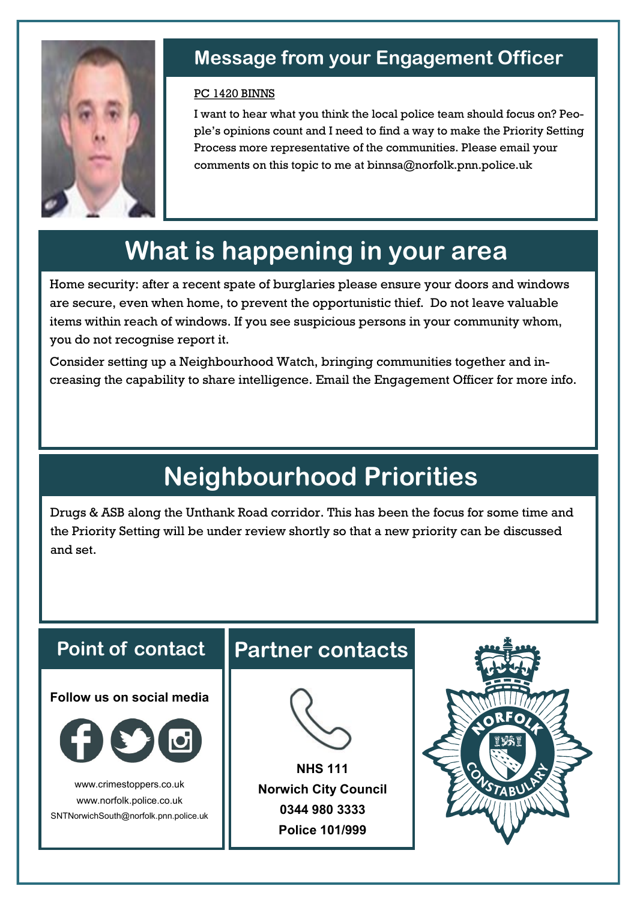## Message from your Engagement Officer

PC 1420 BINNS

I want to hear what you think the local police team should focus on? People's opinions count and I need to find a way to make the Priority Setting Process more representative of the communities. Please email your comments on this topic to me at binnsa@norfolk.pnn.police.uk

# What is happening in your area

Home security: after a recent spate of burglaries please ensure your doors and windows are secure, even when home, to prevent the opportunistic thief. Do not leave valuable items within reach of windows. If you see suspicious persons in your community whom, you do not recognise report it.

Consider setting up a Neighbourhood Watch, bringing communities together and increasing the capability to share intelligence. Email the Engagement Officer for more info.

# Neighbourhood Priorities

Drugs & ASB along the Unthank Road corridor. This has been the focus for some time and the Priority Setting will be under review shortly so that a new priority can be discussed and set.

## Point of contact

**Follow us on social media**

www.crimestoppers.co.uk

www.norfolk.police.co.uk

SNTNorwichSouth@norfolk.pnn.police.uk

## Partner contacts

**NHS 111**

**Norwich City Council**

**0344 980 3333**

**Police 101/999**